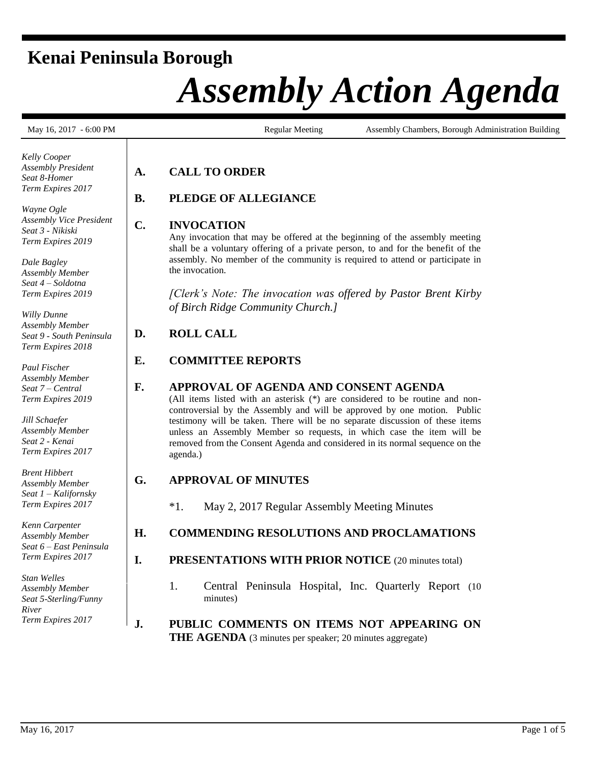# Kenai Peninsula Borough

# *Assembly Action Agenda*

May 16, 2017 - 6:00 PM | Regular Meeting | Assembly Chambers, Borough Administration Building

*Kelly Cooper*
*Assembly President*
*Seat 8-Homer*
*Term Expires 2017*

*Wayne Ogle*
*Assembly Vice President*
*Seat 3 - Nikiski*
*Term Expires 2019*

*Dale Bagley*
*Assembly Member*
*Seat 4 – Soldotna*
*Term Expires 2019*

*Willy Dunne*
*Assembly Member*
*Seat 9 - South Peninsula*
*Term Expires 2018*

*Paul Fischer*
*Assembly Member*
*Seat 7 – Central*
*Term Expires 2019*

*Jill Schaefer*
*Assembly Member*
*Seat 2 - Kenai*
*Term Expires 2017*

*Brent Hibbert*
*Assembly Member*
*Seat 1 – Kalifornsky*
*Term Expires 2017*

*Kenn Carpenter*
*Assembly Member*
*Seat 6 – East Peninsula*
*Term Expires 2017*

*Stan Welles*
*Assembly Member*
*Seat 5-Sterling/Funny River*
*Term Expires 2017*

**A. CALL TO ORDER**

**B. PLEDGE OF ALLEGIANCE**

**C. INVOCATION**

Any invocation that may be offered at the beginning of the assembly meeting shall be a voluntary offering of a private person, to and for the benefit of the assembly. No member of the community is required to attend or participate in the invocation.

*[Clerk's Note: The invocation was offered by Pastor Brent Kirby of Birch Ridge Community Church.]*

**D. ROLL CALL**

**E. COMMITTEE REPORTS**

**F. APPROVAL OF AGENDA AND CONSENT AGENDA**

(All items listed with an asterisk (*) are considered to be routine and non-controversial by the Assembly and will be approved by one motion. Public testimony will be taken. There will be no separate discussion of these items unless an Assembly Member so requests, in which case the item will be removed from the Consent Agenda and considered in its normal sequence on the agenda.)

**G. APPROVAL OF MINUTES**

*1. May 2, 2017 Regular Assembly Meeting Minutes

**H. COMMENDING RESOLUTIONS AND PROCLAMATIONS**

**I. PRESENTATIONS WITH PRIOR NOTICE** (20 minutes total)

1. Central Peninsula Hospital, Inc. Quarterly Report (10 minutes)

**J. PUBLIC COMMENTS ON ITEMS NOT APPEARING ON THE AGENDA** (3 minutes per speaker; 20 minutes aggregate)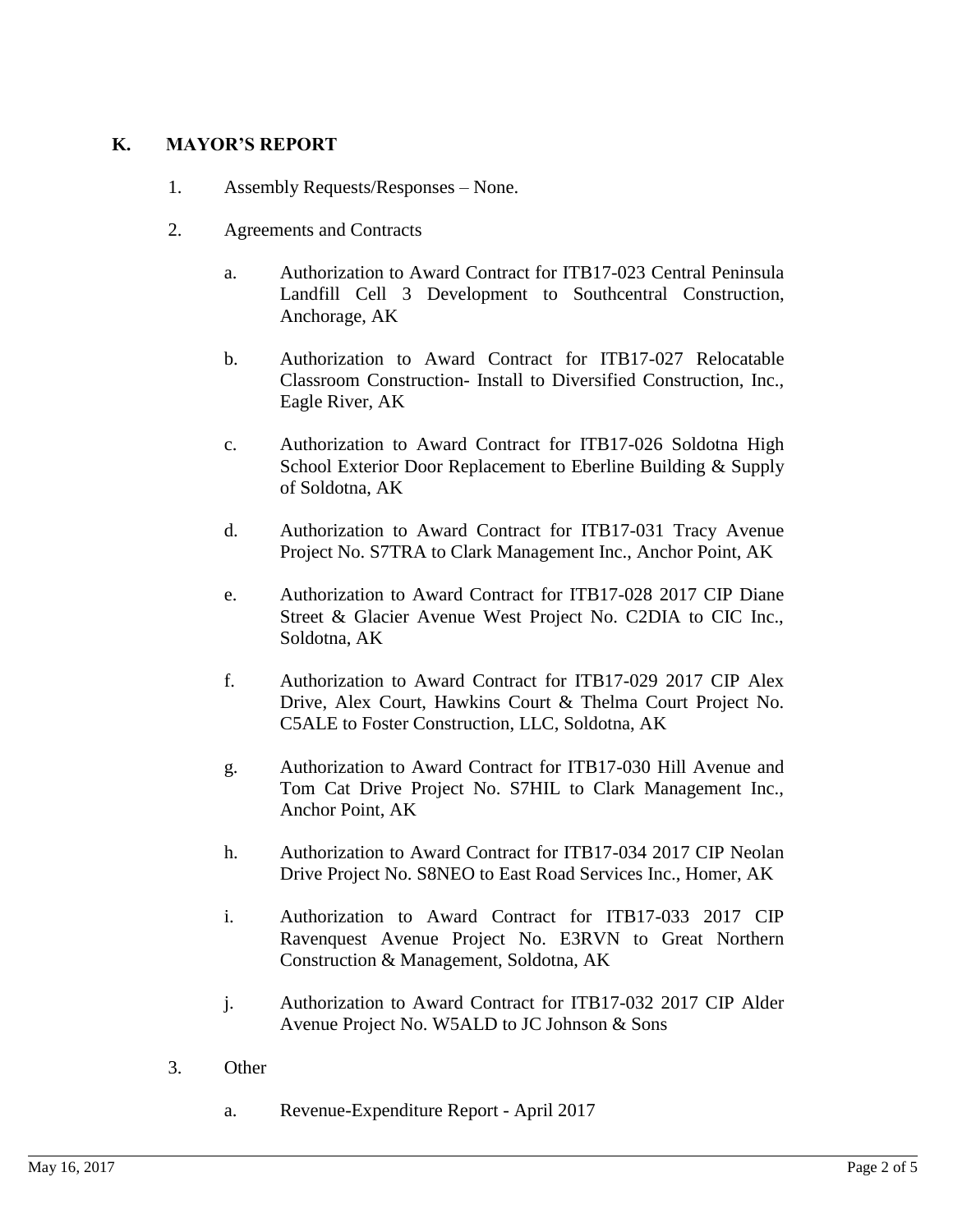## K. MAYOR'S REPORT

1. Assembly Requests/Responses – None.

2. Agreements and Contracts

   a. Authorization to Award Contract for ITB17-023 Central Peninsula Landfill Cell 3 Development to Southcentral Construction, Anchorage, AK

   b. Authorization to Award Contract for ITB17-027 Relocatable Classroom Construction- Install to Diversified Construction, Inc., Eagle River, AK

   c. Authorization to Award Contract for ITB17-026 Soldotna High School Exterior Door Replacement to Eberline Building & Supply of Soldotna, AK

   d. Authorization to Award Contract for ITB17-031 Tracy Avenue Project No. S7TRA to Clark Management Inc., Anchor Point, AK

   e. Authorization to Award Contract for ITB17-028 2017 CIP Diane Street & Glacier Avenue West Project No. C2DIA to CIC Inc., Soldotna, AK

   f. Authorization to Award Contract for ITB17-029 2017 CIP Alex Drive, Alex Court, Hawkins Court & Thelma Court Project No. C5ALE to Foster Construction, LLC, Soldotna, AK

   g. Authorization to Award Contract for ITB17-030 Hill Avenue and Tom Cat Drive Project No. S7HIL to Clark Management Inc., Anchor Point, AK

   h. Authorization to Award Contract for ITB17-034 2017 CIP Neolan Drive Project No. S8NEO to East Road Services Inc., Homer, AK

   i. Authorization to Award Contract for ITB17-033 2017 CIP Ravenquest Avenue Project No. E3RVN to Great Northern Construction & Management, Soldotna, AK

   j. Authorization to Award Contract for ITB17-032 2017 CIP Alder Avenue Project No. W5ALD to JC Johnson & Sons

3. Other

   a. Revenue-Expenditure Report - April 2017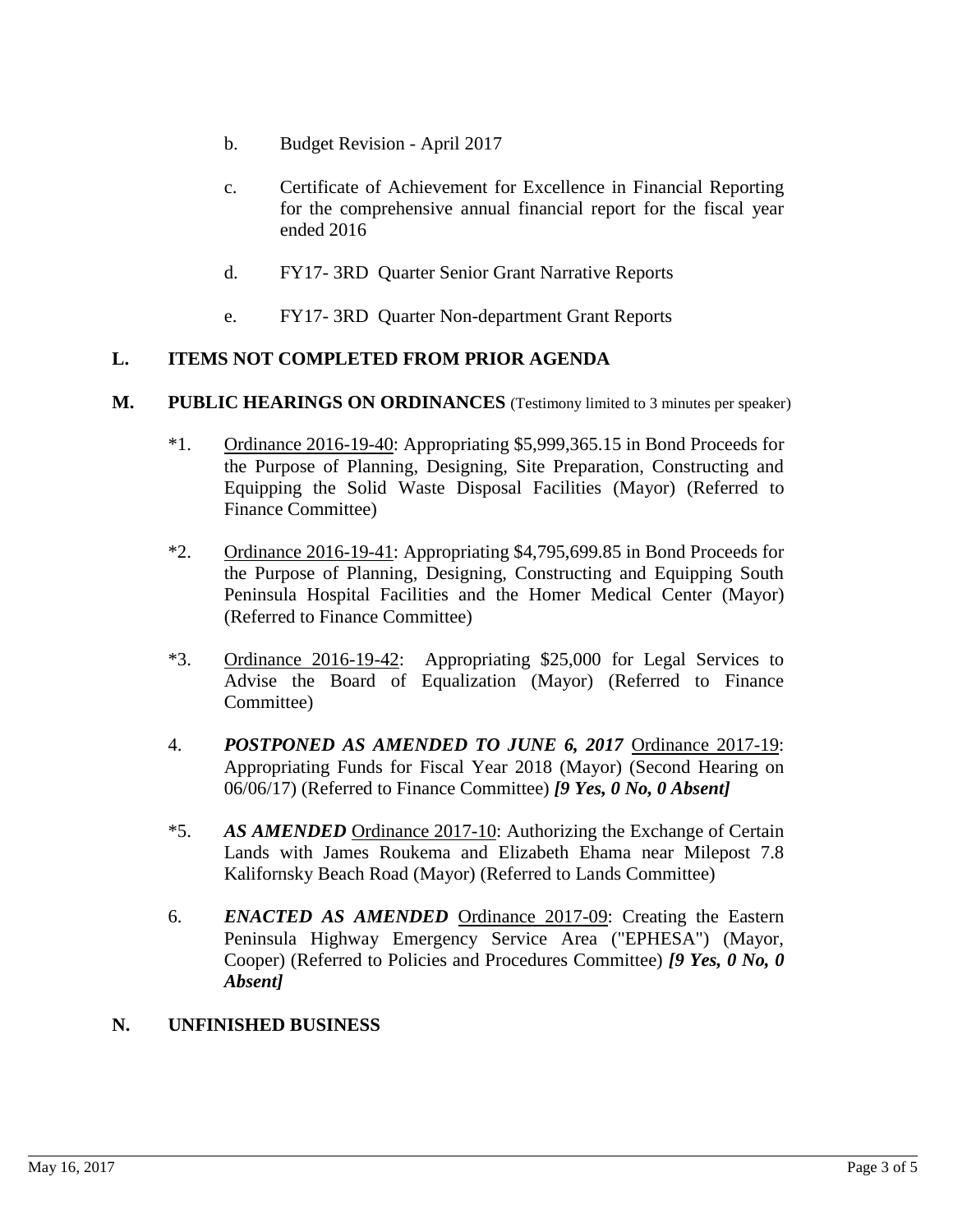b. Budget Revision - April 2017

c. Certificate of Achievement for Excellence in Financial Reporting for the comprehensive annual financial report for the fiscal year ended 2016

d. FY17- 3RD Quarter Senior Grant Narrative Reports

e. FY17- 3RD Quarter Non-department Grant Reports

## L. ITEMS NOT COMPLETED FROM PRIOR AGENDA

## M. PUBLIC HEARINGS ON ORDINANCES (Testimony limited to 3 minutes per speaker)

*1. Ordinance 2016-19-40: Appropriating $5,999,365.15 in Bond Proceeds for the Purpose of Planning, Designing, Site Preparation, Constructing and Equipping the Solid Waste Disposal Facilities (Mayor) (Referred to Finance Committee)

*2. Ordinance 2016-19-41: Appropriating $4,795,699.85 in Bond Proceeds for the Purpose of Planning, Designing, Constructing and Equipping South Peninsula Hospital Facilities and the Homer Medical Center (Mayor) (Referred to Finance Committee)

*3. Ordinance 2016-19-42: Appropriating $25,000 for Legal Services to Advise the Board of Equalization (Mayor) (Referred to Finance Committee)

4. ***POSTPONED AS AMENDED TO JUNE 6, 2017*** Ordinance 2017-19: Appropriating Funds for Fiscal Year 2018 (Mayor) (Second Hearing on 06/06/17) (Referred to Finance Committee) ***[9 Yes, 0 No, 0 Absent]***

*5. ***AS AMENDED*** Ordinance 2017-10: Authorizing the Exchange of Certain Lands with James Roukema and Elizabeth Ehama near Milepost 7.8 Kalifornsky Beach Road (Mayor) (Referred to Lands Committee)

6. ***ENACTED AS AMENDED*** Ordinance 2017-09: Creating the Eastern Peninsula Highway Emergency Service Area ("EPHESA") (Mayor, Cooper) (Referred to Policies and Procedures Committee) ***[9 Yes, 0 No, 0 Absent]***

## N. UNFINISHED BUSINESS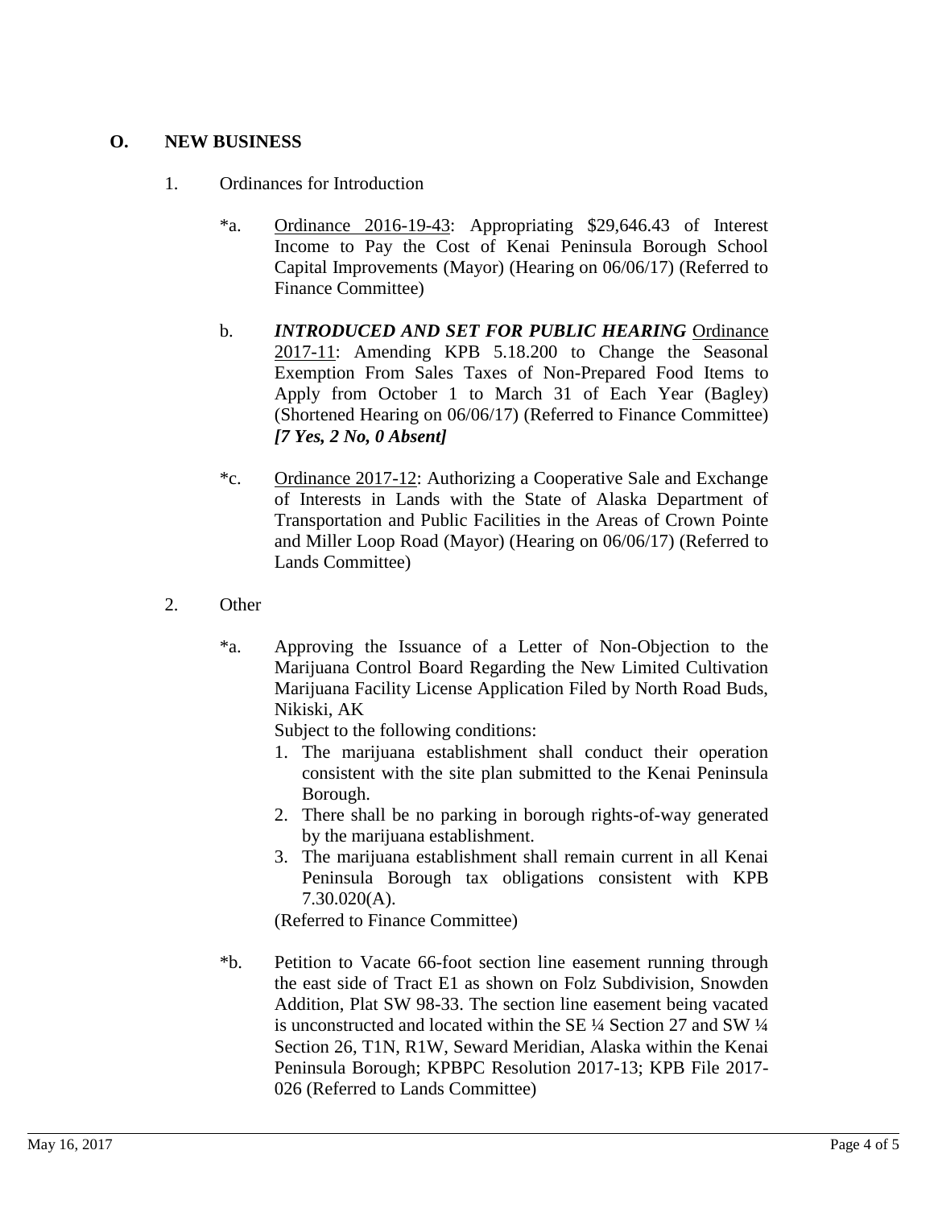## O. NEW BUSINESS

1. Ordinances for Introduction

   *a. Ordinance 2016-19-43: Appropriating $29,646.43 of Interest Income to Pay the Cost of Kenai Peninsula Borough School Capital Improvements (Mayor) (Hearing on 06/06/17) (Referred to Finance Committee)

   b. ***INTRODUCED AND SET FOR PUBLIC HEARING*** Ordinance 2017-11: Amending KPB 5.18.200 to Change the Seasonal Exemption From Sales Taxes of Non-Prepared Food Items to Apply from October 1 to March 31 of Each Year (Bagley) (Shortened Hearing on 06/06/17) (Referred to Finance Committee) ***[7 Yes, 2 No, 0 Absent]***

   *c. Ordinance 2017-12: Authorizing a Cooperative Sale and Exchange of Interests in Lands with the State of Alaska Department of Transportation and Public Facilities in the Areas of Crown Pointe and Miller Loop Road (Mayor) (Hearing on 06/06/17) (Referred to Lands Committee)

2. Other

   *a. Approving the Issuance of a Letter of Non-Objection to the Marijuana Control Board Regarding the New Limited Cultivation Marijuana Facility License Application Filed by North Road Buds, Nikiski, AK
   Subject to the following conditions:
      1. The marijuana establishment shall conduct their operation consistent with the site plan submitted to the Kenai Peninsula Borough.
      2. There shall be no parking in borough rights-of-way generated by the marijuana establishment.
      3. The marijuana establishment shall remain current in all Kenai Peninsula Borough tax obligations consistent with KPB 7.30.020(A).

   (Referred to Finance Committee)

   *b. Petition to Vacate 66-foot section line easement running through the east side of Tract E1 as shown on Folz Subdivision, Snowden Addition, Plat SW 98-33. The section line easement being vacated is unconstructed and located within the SE ¼ Section 27 and SW ¼ Section 26, T1N, R1W, Seward Meridian, Alaska within the Kenai Peninsula Borough; KPBPC Resolution 2017-13; KPB File 2017-026 (Referred to Lands Committee)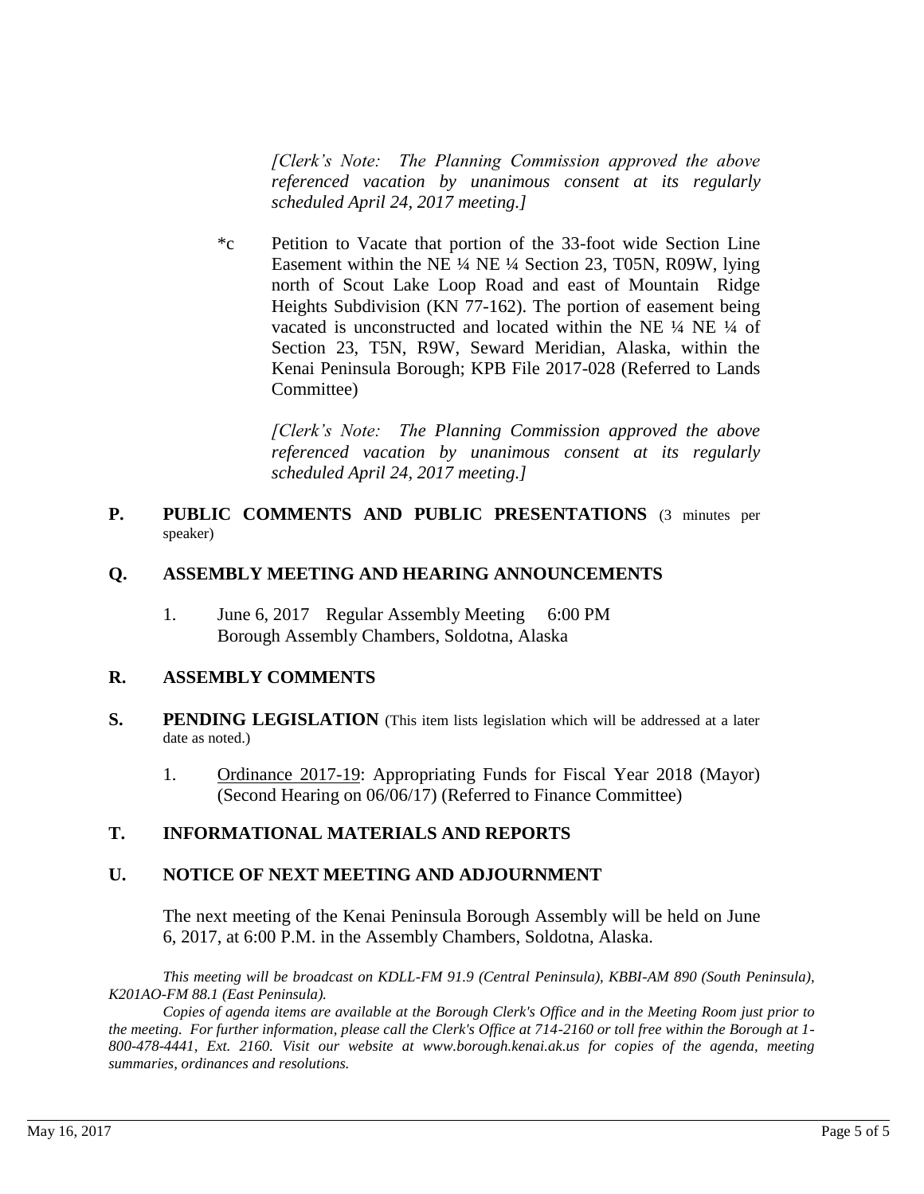*[Clerk's Note: The Planning Commission approved the above referenced vacation by unanimous consent at its regularly scheduled April 24, 2017 meeting.]*

*c Petition to Vacate that portion of the 33-foot wide Section Line Easement within the NE ¼ NE ¼ Section 23, T05N, R09W, lying north of Scout Lake Loop Road and east of Mountain Ridge Heights Subdivision (KN 77-162). The portion of easement being vacated is unconstructed and located within the NE ¼ NE ¼ of Section 23, T5N, R9W, Seward Meridian, Alaska, within the Kenai Peninsula Borough; KPB File 2017-028 (Referred to Lands Committee)

*[Clerk's Note: The Planning Commission approved the above referenced vacation by unanimous consent at its regularly scheduled April 24, 2017 meeting.]*

**P. PUBLIC COMMENTS AND PUBLIC PRESENTATIONS** (3 minutes per speaker)

**Q. ASSEMBLY MEETING AND HEARING ANNOUNCEMENTS**

1. June 6, 2017 Regular Assembly Meeting 6:00 PM
   Borough Assembly Chambers, Soldotna, Alaska

**R. ASSEMBLY COMMENTS**

**S. PENDING LEGISLATION** (This item lists legislation which will be addressed at a later date as noted.)

1. Ordinance 2017-19: Appropriating Funds for Fiscal Year 2018 (Mayor) (Second Hearing on 06/06/17) (Referred to Finance Committee)

**T. INFORMATIONAL MATERIALS AND REPORTS**

**U. NOTICE OF NEXT MEETING AND ADJOURNMENT**

The next meeting of the Kenai Peninsula Borough Assembly will be held on June 6, 2017, at 6:00 P.M. in the Assembly Chambers, Soldotna, Alaska.

*This meeting will be broadcast on KDLL-FM 91.9 (Central Peninsula), KBBI-AM 890 (South Peninsula), K201AO-FM 88.1 (East Peninsula).*

*Copies of agenda items are available at the Borough Clerk's Office and in the Meeting Room just prior to the meeting. For further information, please call the Clerk's Office at 714-2160 or toll free within the Borough at 1-800-478-4441, Ext. 2160. Visit our website at www.borough.kenai.ak.us for copies of the agenda, meeting summaries, ordinances and resolutions.*